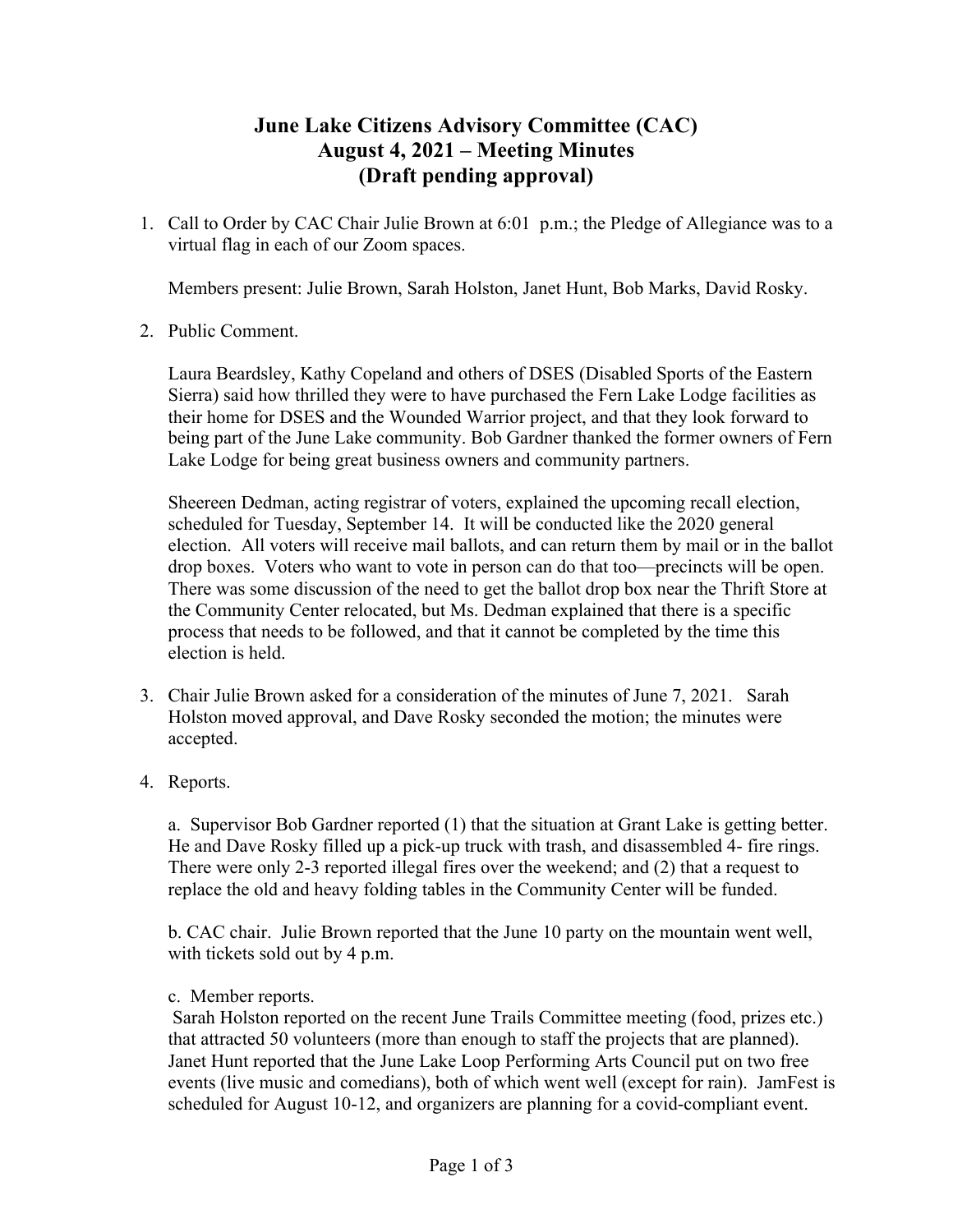# June Lake Citizens Advisory Committee (CAC)
# August 4, 2021 – Meeting Minutes
# (Draft pending approval)

1. Call to Order by CAC Chair Julie Brown at 6:01 p.m.; the Pledge of Allegiance was to a virtual flag in each of our Zoom spaces.

   Members present: Julie Brown, Sarah Holston, Janet Hunt, Bob Marks, David Rosky.

2. Public Comment.

   Laura Beardsley, Kathy Copeland and others of DSES (Disabled Sports of the Eastern Sierra) said how thrilled they were to have purchased the Fern Lake Lodge facilities as their home for DSES and the Wounded Warrior project, and that they look forward to being part of the June Lake community. Bob Gardner thanked the former owners of Fern Lake Lodge for being great business owners and community partners.

   Sheereen Dedman, acting registrar of voters, explained the upcoming recall election, scheduled for Tuesday, September 14. It will be conducted like the 2020 general election. All voters will receive mail ballots, and can return them by mail or in the ballot drop boxes. Voters who want to vote in person can do that too—precincts will be open. There was some discussion of the need to get the ballot drop box near the Thrift Store at the Community Center relocated, but Ms. Dedman explained that there is a specific process that needs to be followed, and that it cannot be completed by the time this election is held.

3. Chair Julie Brown asked for a consideration of the minutes of June 7, 2021. Sarah Holston moved approval, and Dave Rosky seconded the motion; the minutes were accepted.

4. Reports.

   a. Supervisor Bob Gardner reported (1) that the situation at Grant Lake is getting better. He and Dave Rosky filled up a pick-up truck with trash, and disassembled 4- fire rings. There were only 2-3 reported illegal fires over the weekend; and (2) that a request to replace the old and heavy folding tables in the Community Center will be funded.

   b. CAC chair. Julie Brown reported that the June 10 party on the mountain went well, with tickets sold out by 4 p.m.

   c. Member reports.
   Sarah Holston reported on the recent June Trails Committee meeting (food, prizes etc.) that attracted 50 volunteers (more than enough to staff the projects that are planned). Janet Hunt reported that the June Lake Loop Performing Arts Council put on two free events (live music and comedians), both of which went well (except for rain). JamFest is scheduled for August 10-12, and organizers are planning for a covid-compliant event.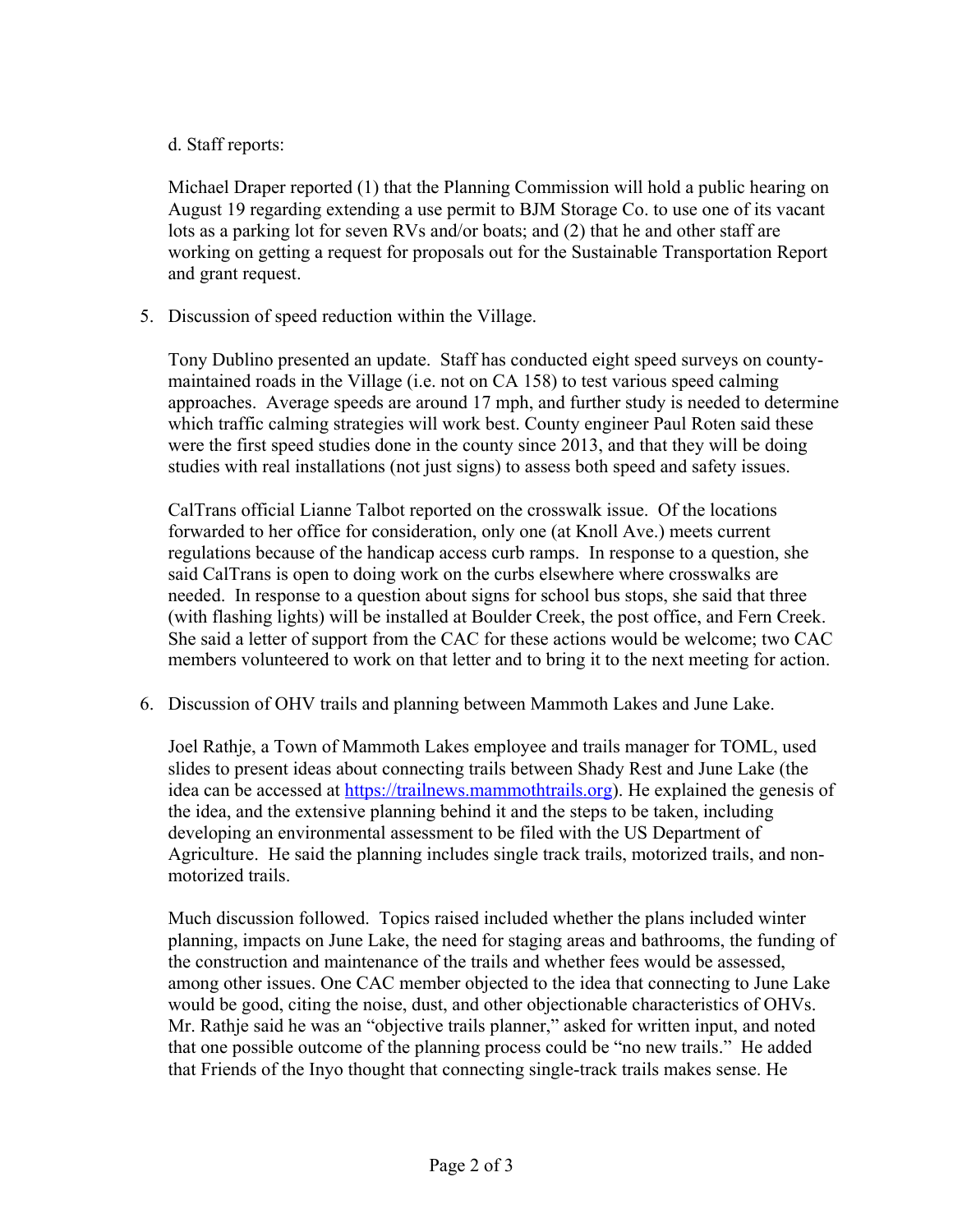d. Staff reports:

Michael Draper reported (1) that the Planning Commission will hold a public hearing on August 19 regarding extending a use permit to BJM Storage Co. to use one of its vacant lots as a parking lot for seven RVs and/or boats; and (2) that he and other staff are working on getting a request for proposals out for the Sustainable Transportation Report and grant request.

5. Discussion of speed reduction within the Village.

   Tony Dublino presented an update. Staff has conducted eight speed surveys on county-maintained roads in the Village (i.e. not on CA 158) to test various speed calming approaches. Average speeds are around 17 mph, and further study is needed to determine which traffic calming strategies will work best. County engineer Paul Roten said these were the first speed studies done in the county since 2013, and that they will be doing studies with real installations (not just signs) to assess both speed and safety issues.

   CalTrans official Lianne Talbot reported on the crosswalk issue. Of the locations forwarded to her office for consideration, only one (at Knoll Ave.) meets current regulations because of the handicap access curb ramps. In response to a question, she said CalTrans is open to doing work on the curbs elsewhere where crosswalks are needed. In response to a question about signs for school bus stops, she said that three (with flashing lights) will be installed at Boulder Creek, the post office, and Fern Creek. She said a letter of support from the CAC for these actions would be welcome; two CAC members volunteered to work on that letter and to bring it to the next meeting for action.

6. Discussion of OHV trails and planning between Mammoth Lakes and June Lake.

   Joel Rathje, a Town of Mammoth Lakes employee and trails manager for TOML, used slides to present ideas about connecting trails between Shady Rest and June Lake (the idea can be accessed at https://trailnews.mammothtrails.org). He explained the genesis of the idea, and the extensive planning behind it and the steps to be taken, including developing an environmental assessment to be filed with the US Department of Agriculture. He said the planning includes single track trails, motorized trails, and non-motorized trails.

   Much discussion followed. Topics raised included whether the plans included winter planning, impacts on June Lake, the need for staging areas and bathrooms, the funding of the construction and maintenance of the trails and whether fees would be assessed, among other issues. One CAC member objected to the idea that connecting to June Lake would be good, citing the noise, dust, and other objectionable characteristics of OHVs. Mr. Rathje said he was an "objective trails planner," asked for written input, and noted that one possible outcome of the planning process could be "no new trails." He added that Friends of the Inyo thought that connecting single-track trails makes sense. He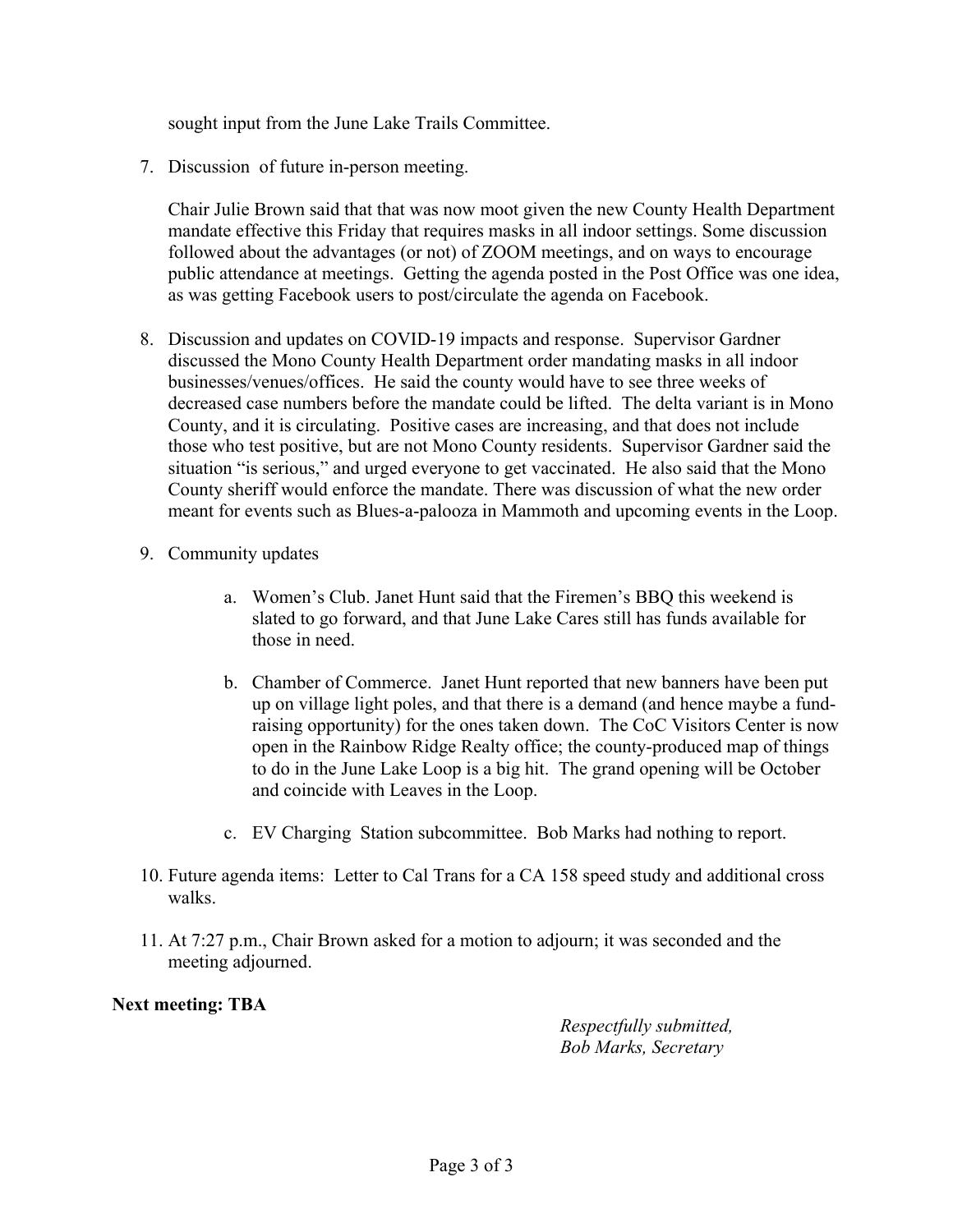sought input from the June Lake Trails Committee.

7. Discussion of future in-person meeting.

   Chair Julie Brown said that that was now moot given the new County Health Department mandate effective this Friday that requires masks in all indoor settings. Some discussion followed about the advantages (or not) of ZOOM meetings, and on ways to encourage public attendance at meetings. Getting the agenda posted in the Post Office was one idea, as was getting Facebook users to post/circulate the agenda on Facebook.

8. Discussion and updates on COVID-19 impacts and response. Supervisor Gardner discussed the Mono County Health Department order mandating masks in all indoor businesses/venues/offices. He said the county would have to see three weeks of decreased case numbers before the mandate could be lifted. The delta variant is in Mono County, and it is circulating. Positive cases are increasing, and that does not include those who test positive, but are not Mono County residents. Supervisor Gardner said the situation "is serious," and urged everyone to get vaccinated. He also said that the Mono County sheriff would enforce the mandate. There was discussion of what the new order meant for events such as Blues-a-palooza in Mammoth and upcoming events in the Loop.

9. Community updates

   a. Women's Club. Janet Hunt said that the Firemen's BBQ this weekend is slated to go forward, and that June Lake Cares still has funds available for those in need.

   b. Chamber of Commerce. Janet Hunt reported that new banners have been put up on village light poles, and that there is a demand (and hence maybe a fund-raising opportunity) for the ones taken down. The CoC Visitors Center is now open in the Rainbow Ridge Realty office; the county-produced map of things to do in the June Lake Loop is a big hit. The grand opening will be October and coincide with Leaves in the Loop.

   c. EV Charging Station subcommittee. Bob Marks had nothing to report.

10. Future agenda items: Letter to Cal Trans for a CA 158 speed study and additional cross walks.

11. At 7:27 p.m., Chair Brown asked for a motion to adjourn; it was seconded and the meeting adjourned.

**Next meeting: TBA**

*Respectfully submitted,*
*Bob Marks, Secretary*